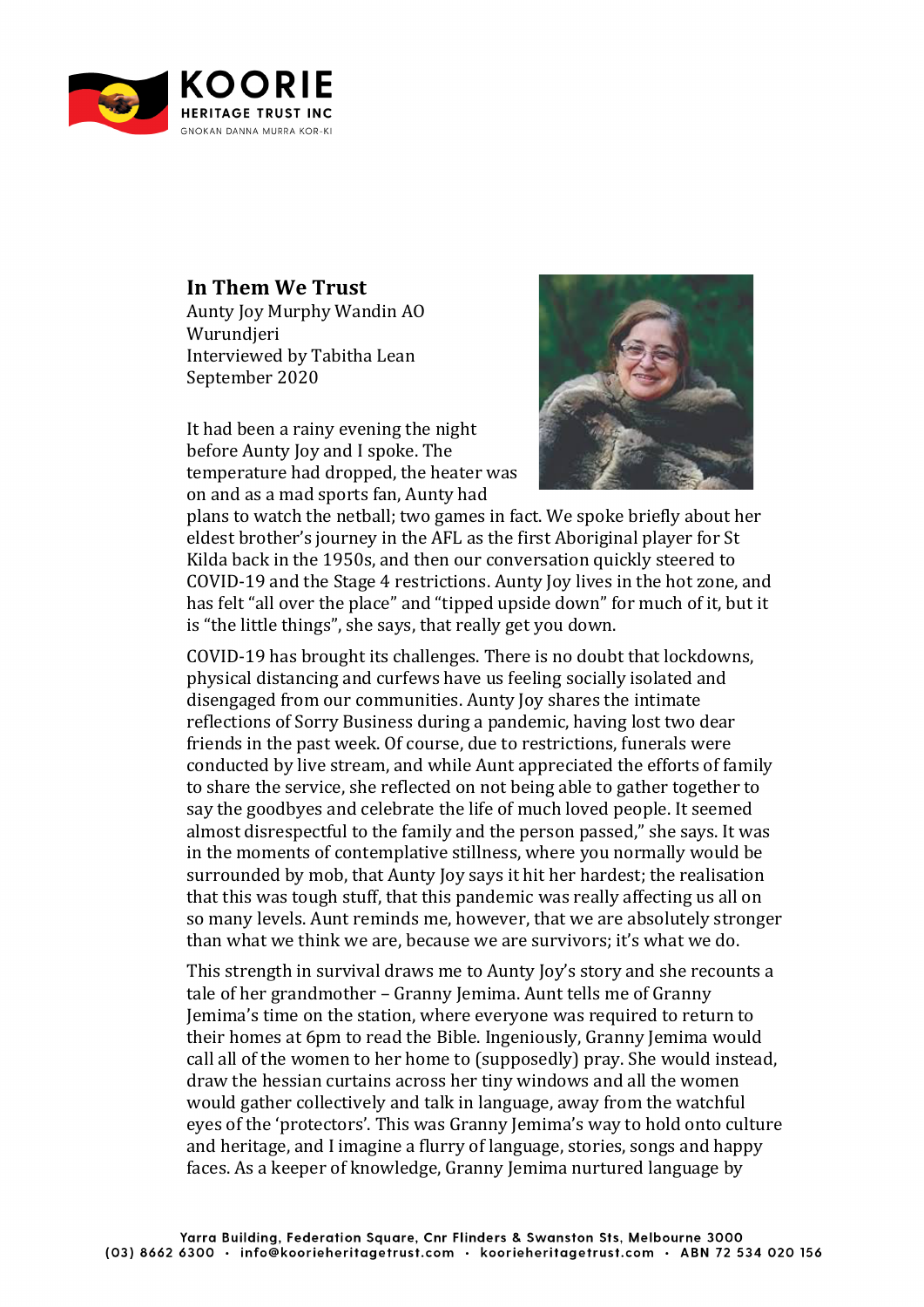## In Them We Trust

Aunty Joy Murphy Wandin AO
Wurundjeri
Interviewed by Tabitha Lean
September 2020

It had been a rainy evening the night before Aunty Joy and I spoke. The temperature had dropped, the heater was on and as a mad sports fan, Aunty had plans to watch the netball; two games in fact. We spoke briefly about her eldest brother's journey in the AFL as the first Aboriginal player for St Kilda back in the 1950s, and then our conversation quickly steered to COVID-19 and the Stage 4 restrictions. Aunty Joy lives in the hot zone, and has felt "all over the place" and "tipped upside down" for much of it, but it is "the little things", she says, that really get you down.

COVID-19 has brought its challenges. There is no doubt that lockdowns, physical distancing and curfews have us feeling socially isolated and disengaged from our communities. Aunty Joy shares the intimate reflections of Sorry Business during a pandemic, having lost two dear friends in the past week. Of course, due to restrictions, funerals were conducted by live stream, and while Aunt appreciated the efforts of family to share the service, she reflected on not being able to gather together to say the goodbyes and celebrate the life of much loved people. It seemed almost disrespectful to the family and the person passed," she says. It was in the moments of contemplative stillness, where you normally would be surrounded by mob, that Aunty Joy says it hit her hardest; the realisation that this was tough stuff, that this pandemic was really affecting us all on so many levels. Aunt reminds me, however, that we are absolutely stronger than what we think we are, because we are survivors; it's what we do.

This strength in survival draws me to Aunty Joy's story and she recounts a tale of her grandmother – Granny Jemima. Aunt tells me of Granny Jemima's time on the station, where everyone was required to return to their homes at 6pm to read the Bible. Ingeniously, Granny Jemima would call all of the women to her home to (supposedly) pray. She would instead, draw the hessian curtains across her tiny windows and all the women would gather collectively and talk in language, away from the watchful eyes of the 'protectors'. This was Granny Jemima's way to hold onto culture and heritage, and I imagine a flurry of language, stories, songs and happy faces. As a keeper of knowledge, Granny Jemima nurtured language by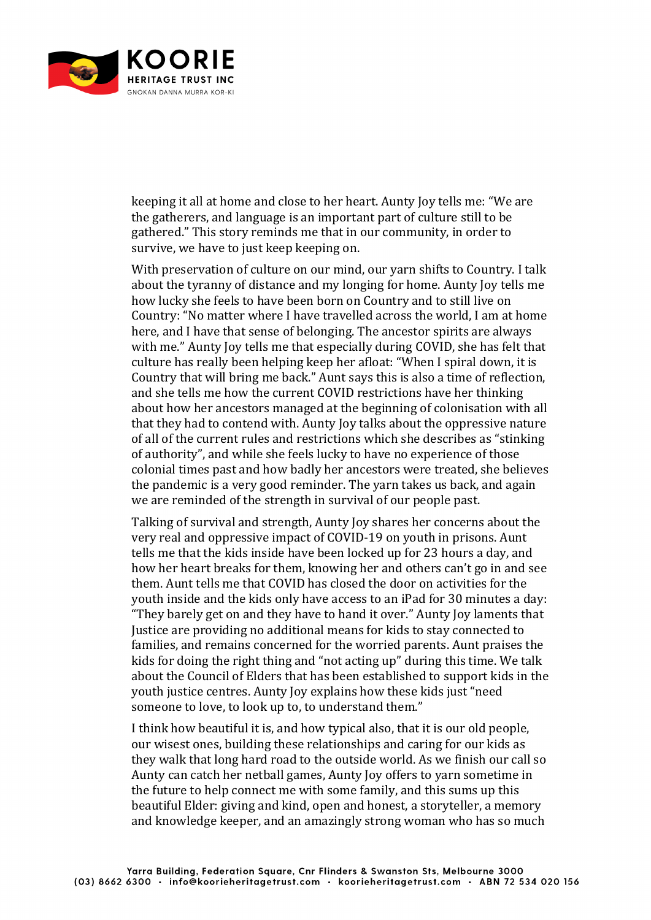keeping it all at home and close to her heart. Aunty Joy tells me: "We are the gatherers, and language is an important part of culture still to be gathered." This story reminds me that in our community, in order to survive, we have to just keep keeping on.

With preservation of culture on our mind, our yarn shifts to Country. I talk about the tyranny of distance and my longing for home. Aunty Joy tells me how lucky she feels to have been born on Country and to still live on Country: "No matter where I have travelled across the world, I am at home here, and I have that sense of belonging. The ancestor spirits are always with me." Aunty Joy tells me that especially during COVID, she has felt that culture has really been helping keep her afloat: "When I spiral down, it is Country that will bring me back." Aunt says this is also a time of reflection, and she tells me how the current COVID restrictions have her thinking about how her ancestors managed at the beginning of colonisation with all that they had to contend with. Aunty Joy talks about the oppressive nature of all of the current rules and restrictions which she describes as "stinking of authority", and while she feels lucky to have no experience of those colonial times past and how badly her ancestors were treated, she believes the pandemic is a very good reminder. The yarn takes us back, and again we are reminded of the strength in survival of our people past.

Talking of survival and strength, Aunty Joy shares her concerns about the very real and oppressive impact of COVID-19 on youth in prisons. Aunt tells me that the kids inside have been locked up for 23 hours a day, and how her heart breaks for them, knowing her and others can't go in and see them. Aunt tells me that COVID has closed the door on activities for the youth inside and the kids only have access to an iPad for 30 minutes a day: "They barely get on and they have to hand it over." Aunty Joy laments that Justice are providing no additional means for kids to stay connected to families, and remains concerned for the worried parents. Aunt praises the kids for doing the right thing and "not acting up" during this time. We talk about the Council of Elders that has been established to support kids in the youth justice centres. Aunty Joy explains how these kids just "need someone to love, to look up to, to understand them."

I think how beautiful it is, and how typical also, that it is our old people, our wisest ones, building these relationships and caring for our kids as they walk that long hard road to the outside world. As we finish our call so Aunty can catch her netball games, Aunty Joy offers to yarn sometime in the future to help connect me with some family, and this sums up this beautiful Elder: giving and kind, open and honest, a storyteller, a memory and knowledge keeper, and an amazingly strong woman who has so much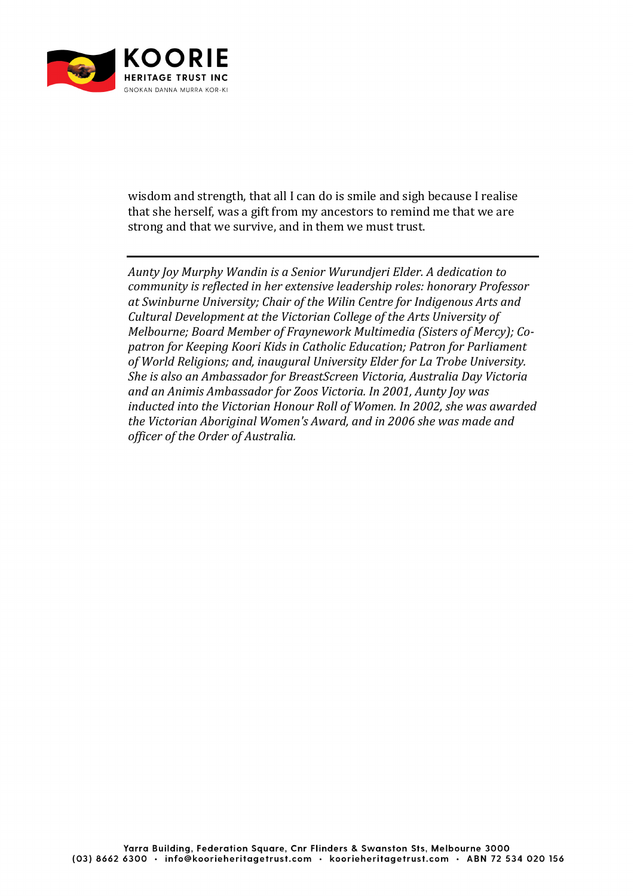wisdom and strength, that all I can do is smile and sigh because I realise that she herself, was a gift from my ancestors to remind me that we are strong and that we survive, and in them we must trust.

---

*Aunty Joy Murphy Wandin is a Senior Wurundjeri Elder. A dedication to community is reflected in her extensive leadership roles: honorary Professor at Swinburne University; Chair of the Wilin Centre for Indigenous Arts and Cultural Development at the Victorian College of the Arts University of Melbourne; Board Member of Fraynework Multimedia (Sisters of Mercy); Co-patron for Keeping Koori Kids in Catholic Education; Patron for Parliament of World Religions; and, inaugural University Elder for La Trobe University. She is also an Ambassador for BreastScreen Victoria, Australia Day Victoria and an Animis Ambassador for Zoos Victoria. In 2001, Aunty Joy was inducted into the Victorian Honour Roll of Women. In 2002, she was awarded the Victorian Aboriginal Women's Award, and in 2006 she was made and officer of the Order of Australia.*